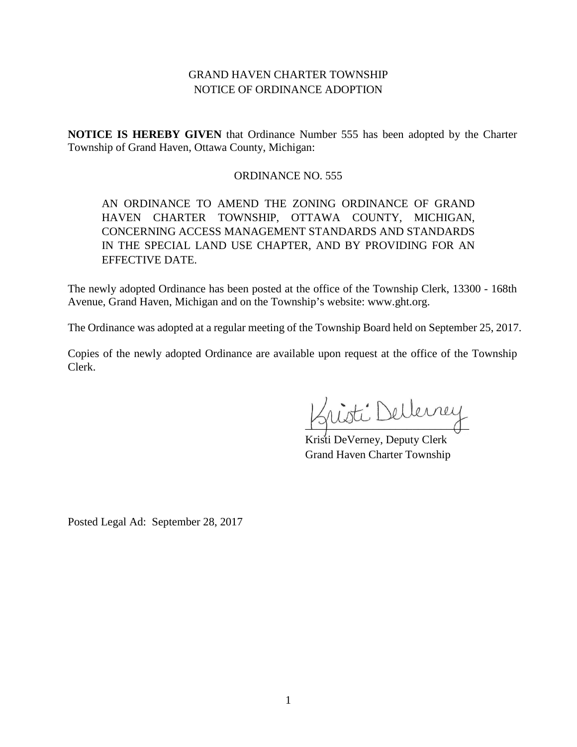# GRAND HAVEN CHARTER TOWNSHIP
## NOTICE OF ORDINANCE ADOPTION

**NOTICE IS HEREBY GIVEN** that Ordinance Number 555 has been adopted by the Charter Township of Grand Haven, Ottawa County, Michigan:

### ORDINANCE NO. 555

AN ORDINANCE TO AMEND THE ZONING ORDINANCE OF GRAND HAVEN CHARTER TOWNSHIP, OTTAWA COUNTY, MICHIGAN, CONCERNING ACCESS MANAGEMENT STANDARDS AND STANDARDS IN THE SPECIAL LAND USE CHAPTER, AND BY PROVIDING FOR AN EFFECTIVE DATE.

The newly adopted Ordinance has been posted at the office of the Township Clerk, 13300 - 168th Avenue, Grand Haven, Michigan and on the Township's website: www.ght.org.

The Ordinance was adopted at a regular meeting of the Township Board held on September 25, 2017.

Copies of the newly adopted Ordinance are available upon request at the office of the Township Clerk.

Kristi DeVerney

Kristi DeVerney, Deputy Clerk
Grand Haven Charter Township

Posted Legal Ad: September 28, 2017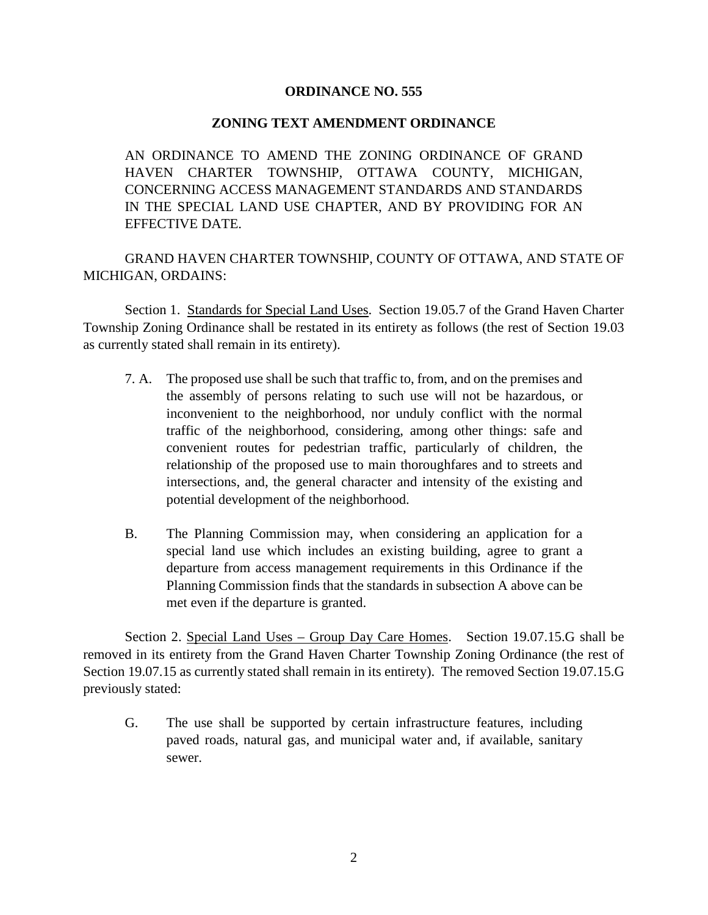**ORDINANCE NO. 555**

**ZONING TEXT AMENDMENT ORDINANCE**

AN ORDINANCE TO AMEND THE ZONING ORDINANCE OF GRAND HAVEN CHARTER TOWNSHIP, OTTAWA COUNTY, MICHIGAN, CONCERNING ACCESS MANAGEMENT STANDARDS AND STANDARDS IN THE SPECIAL LAND USE CHAPTER, AND BY PROVIDING FOR AN EFFECTIVE DATE.

GRAND HAVEN CHARTER TOWNSHIP, COUNTY OF OTTAWA, AND STATE OF MICHIGAN, ORDAINS:

Section 1. <u>Standards for Special Land Uses</u>. Section 19.05.7 of the Grand Haven Charter Township Zoning Ordinance shall be restated in its entirety as follows (the rest of Section 19.03 as currently stated shall remain in its entirety).

7. A. The proposed use shall be such that traffic to, from, and on the premises and the assembly of persons relating to such use will not be hazardous, or inconvenient to the neighborhood, nor unduly conflict with the normal traffic of the neighborhood, considering, among other things: safe and convenient routes for pedestrian traffic, particularly of children, the relationship of the proposed use to main thoroughfares and to streets and intersections, and, the general character and intensity of the existing and potential development of the neighborhood.

B. The Planning Commission may, when considering an application for a special land use which includes an existing building, agree to grant a departure from access management requirements in this Ordinance if the Planning Commission finds that the standards in subsection A above can be met even if the departure is granted.

Section 2. <u>Special Land Uses – Group Day Care Homes</u>. Section 19.07.15.G shall be removed in its entirety from the Grand Haven Charter Township Zoning Ordinance (the rest of Section 19.07.15 as currently stated shall remain in its entirety). The removed Section 19.07.15.G previously stated:

G. The use shall be supported by certain infrastructure features, including paved roads, natural gas, and municipal water and, if available, sanitary sewer.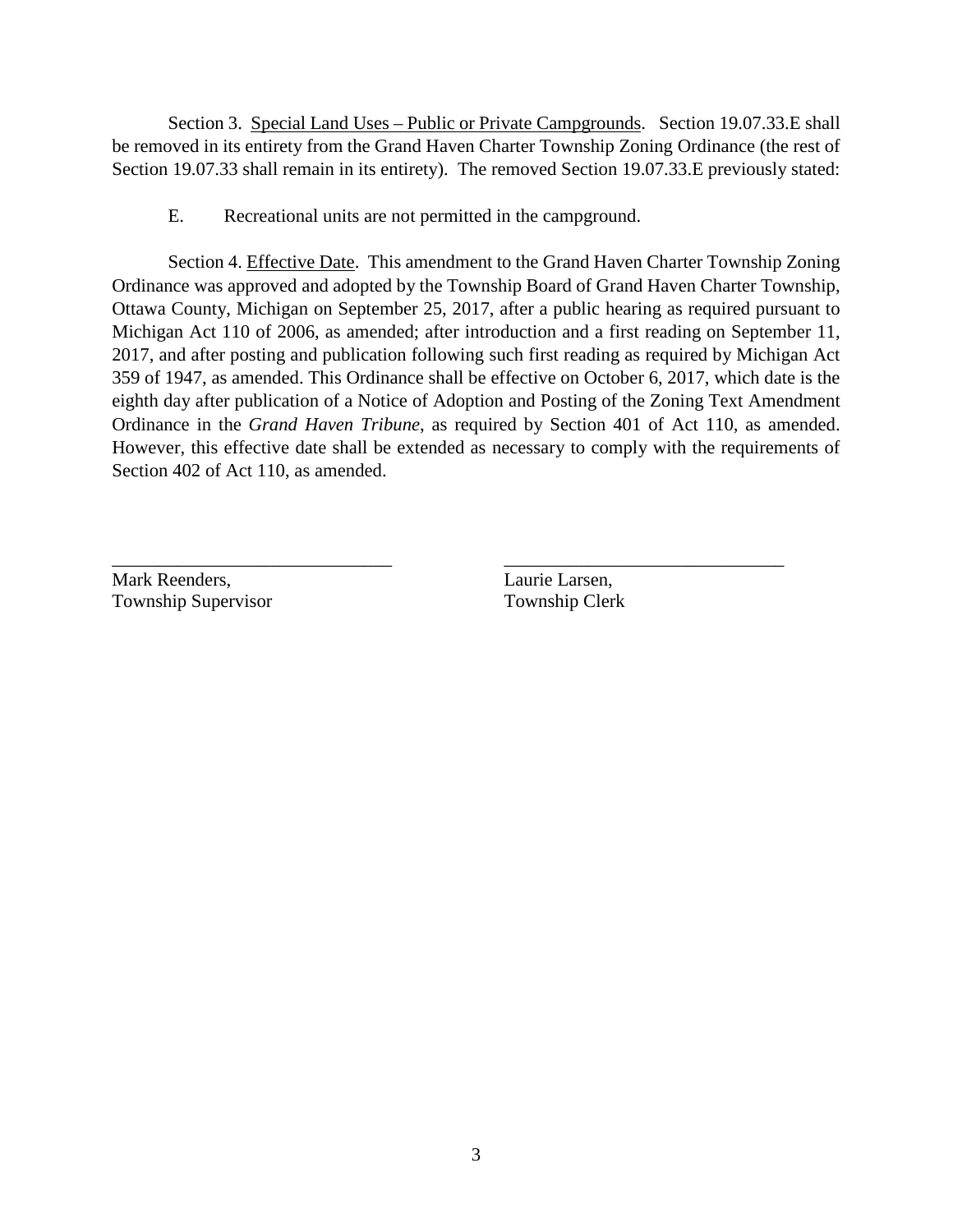Section 3. <u>Special Land Uses – Public or Private Campgrounds</u>. Section 19.07.33.E shall be removed in its entirety from the Grand Haven Charter Township Zoning Ordinance (the rest of Section 19.07.33 shall remain in its entirety). The removed Section 19.07.33.E previously stated:

E. Recreational units are not permitted in the campground.

Section 4. <u>Effective Date</u>. This amendment to the Grand Haven Charter Township Zoning Ordinance was approved and adopted by the Township Board of Grand Haven Charter Township, Ottawa County, Michigan on September 25, 2017, after a public hearing as required pursuant to Michigan Act 110 of 2006, as amended; after introduction and a first reading on September 11, 2017, and after posting and publication following such first reading as required by Michigan Act 359 of 1947, as amended. This Ordinance shall be effective on October 6, 2017, which date is the eighth day after publication of a Notice of Adoption and Posting of the Zoning Text Amendment Ordinance in the *Grand Haven Tribune*, as required by Section 401 of Act 110, as amended. However, this effective date shall be extended as necessary to comply with the requirements of Section 402 of Act 110, as amended.

| | |
|---|---|
| \_\_\_\_\_\_\_\_\_\_\_\_\_\_\_\_\_\_\_\_\_\_\_\_\_\_\_\_\_\_ | \_\_\_\_\_\_\_\_\_\_\_\_\_\_\_\_\_\_\_\_\_\_\_\_\_\_\_\_\_\_ |
| Mark Reenders, | Laurie Larsen, |
| Township Supervisor | Township Clerk |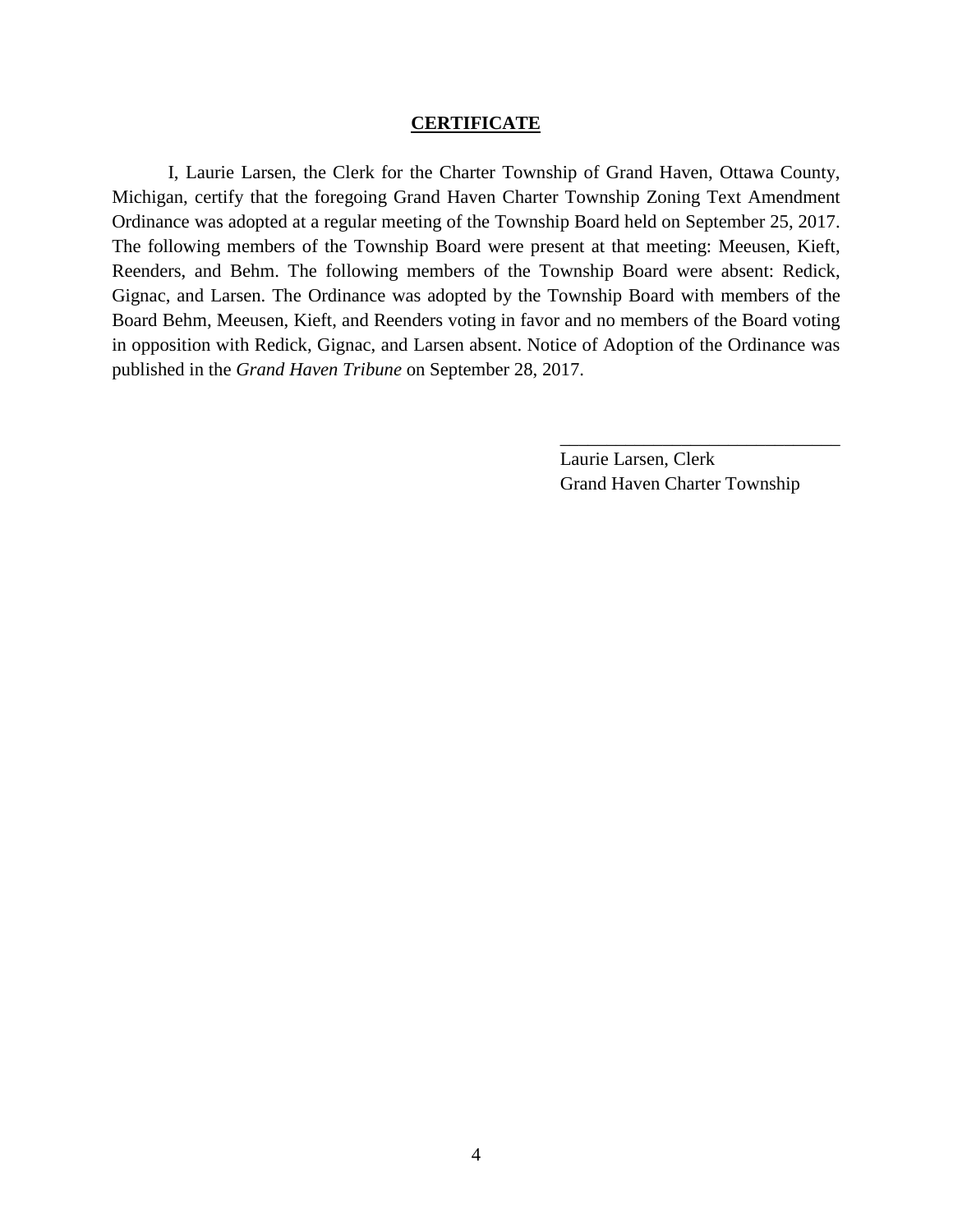## CERTIFICATE

I, Laurie Larsen, the Clerk for the Charter Township of Grand Haven, Ottawa County, Michigan, certify that the foregoing Grand Haven Charter Township Zoning Text Amendment Ordinance was adopted at a regular meeting of the Township Board held on September 25, 2017. The following members of the Township Board were present at that meeting: Meeusen, Kieft, Reenders, and Behm. The following members of the Township Board were absent: Redick, Gignac, and Larsen. The Ordinance was adopted by the Township Board with members of the Board Behm, Meeusen, Kieft, and Reenders voting in favor and no members of the Board voting in opposition with Redick, Gignac, and Larsen absent. Notice of Adoption of the Ordinance was published in the *Grand Haven Tribune* on September 28, 2017.

______________________________

Laurie Larsen, Clerk
Grand Haven Charter Township